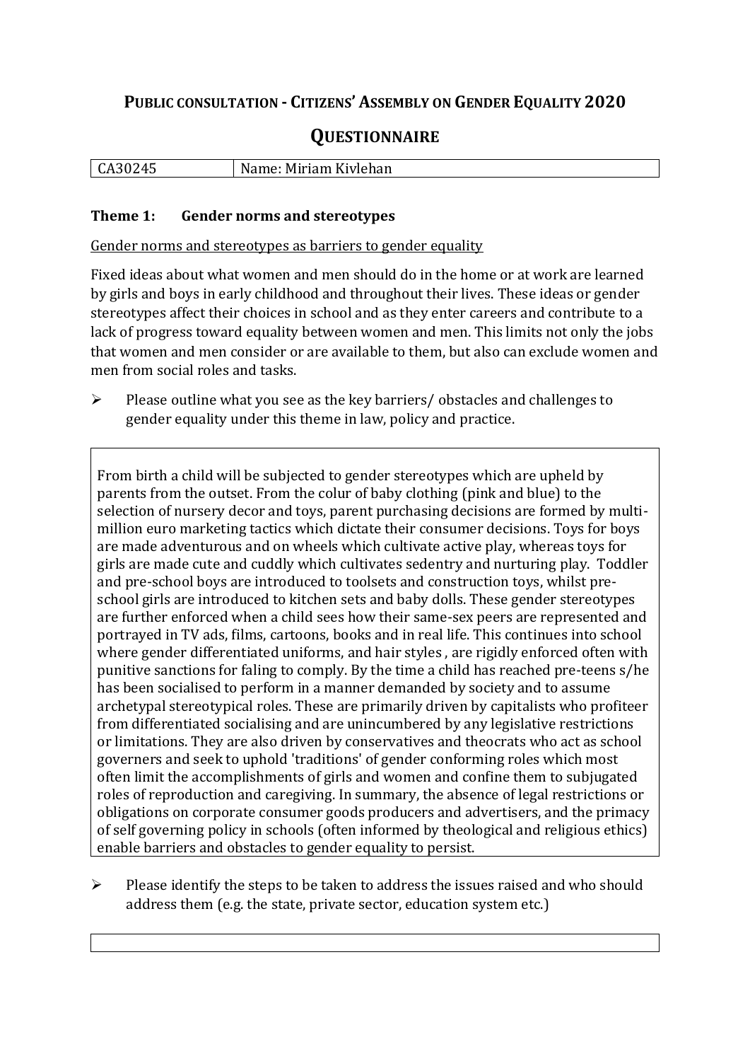# Public consultation - Citizens' Assembly on Gender Equality 2020

## Questionnaire

| CA30245 | Name: Miriam Kivlehan |
|---|---|

### Theme 1: Gender norms and stereotypes

Gender norms and stereotypes as barriers to gender equality

Fixed ideas about what women and men should do in the home or at work are learned by girls and boys in early childhood and throughout their lives. These ideas or gender stereotypes affect their choices in school and as they enter careers and contribute to a lack of progress toward equality between women and men. This limits not only the jobs that women and men consider or are available to them, but also can exclude women and men from social roles and tasks.

- Please outline what you see as the key barriers/ obstacles and challenges to gender equality under this theme in law, policy and practice.

From birth a child will be subjected to gender stereotypes which are upheld by parents from the outset. From the colur of baby clothing (pink and blue) to the selection of nursery decor and toys, parent purchasing decisions are formed by multi-million euro marketing tactics which dictate their consumer decisions. Toys for boys are made adventurous and on wheels which cultivate active play, whereas toys for girls are made cute and cuddly which cultivates sedentry and nurturing play. Toddler and pre-school boys are introduced to toolsets and construction toys, whilst pre-school girls are introduced to kitchen sets and baby dolls. These gender stereotypes are further enforced when a child sees how their same-sex peers are represented and portrayed in TV ads, films, cartoons, books and in real life. This continues into school where gender differentiated uniforms, and hair styles , are rigidly enforced often with punitive sanctions for faling to comply. By the time a child has reached pre-teens s/he has been socialised to perform in a manner demanded by society and to assume archetypal stereotypical roles. These are primarily driven by capitalists who profiteer from differentiated socialising and are unincumbered by any legislative restrictions or limitations. They are also driven by conservatives and theocrats who act as school governers and seek to uphold 'traditions' of gender conforming roles which most often limit the accomplishments of girls and women and confine them to subjugated roles of reproduction and caregiving. In summary, the absence of legal restrictions or obligations on corporate consumer goods producers and advertisers, and the primacy of self governing policy in schools (often informed by theological and religious ethics) enable barriers and obstacles to gender equality to persist.

- Please identify the steps to be taken to address the issues raised and who should address them (e.g. the state, private sector, education system etc.)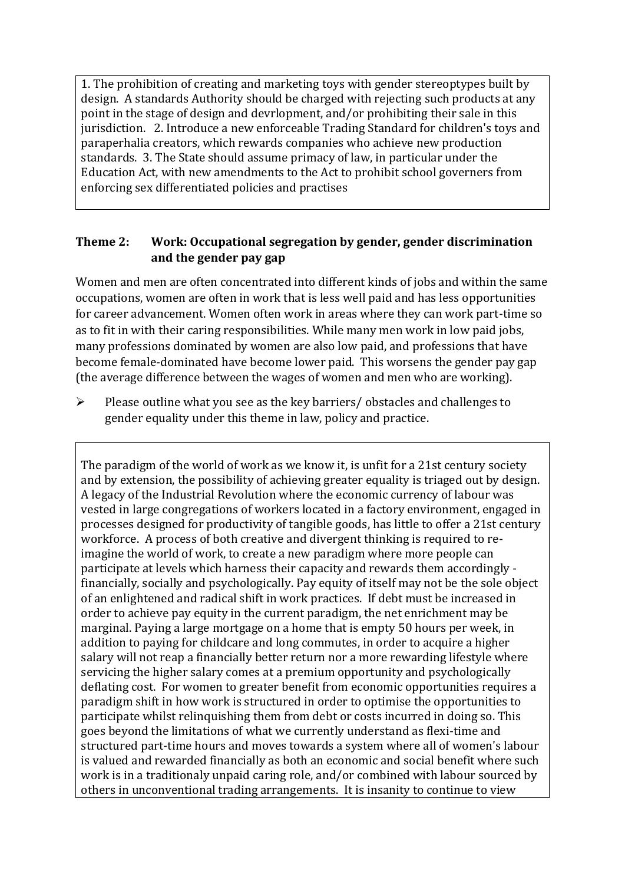1. The prohibition of creating and marketing toys with gender stereoptypes built by design. A standards Authority should be charged with rejecting such products at any point in the stage of design and devrlopment, and/or prohibiting their sale in this jurisdiction. 2. Introduce a new enforceable Trading Standard for children's toys and paraperhalia creators, which rewards companies who achieve new production standards. 3. The State should assume primacy of law, in particular under the Education Act, with new amendments to the Act to prohibit school governers from enforcing sex differentiated policies and practises

**Theme 2: Work: Occupational segregation by gender, gender discrimination and the gender pay gap**

Women and men are often concentrated into different kinds of jobs and within the same occupations, women are often in work that is less well paid and has less opportunities for career advancement. Women often work in areas where they can work part-time so as to fit in with their caring responsibilities. While many men work in low paid jobs, many professions dominated by women are also low paid, and professions that have become female-dominated have become lower paid. This worsens the gender pay gap (the average difference between the wages of women and men who are working).

- Please outline what you see as the key barriers/ obstacles and challenges to gender equality under this theme in law, policy and practice.

The paradigm of the world of work as we know it, is unfit for a 21st century society and by extension, the possibility of achieving greater equality is triaged out by design. A legacy of the Industrial Revolution where the economic currency of labour was vested in large congregations of workers located in a factory environment, engaged in processes designed for productivity of tangible goods, has little to offer a 21st century workforce. A process of both creative and divergent thinking is required to re-imagine the world of work, to create a new paradigm where more people can participate at levels which harness their capacity and rewards them accordingly - financially, socially and psychologically. Pay equity of itself may not be the sole object of an enlightened and radical shift in work practices. If debt must be increased in order to achieve pay equity in the current paradigm, the net enrichment may be marginal. Paying a large mortgage on a home that is empty 50 hours per week, in addition to paying for childcare and long commutes, in order to acquire a higher salary will not reap a financially better return nor a more rewarding lifestyle where servicing the higher salary comes at a premium opportunity and psychologically deflating cost. For women to greater benefit from economic opportunities requires a paradigm shift in how work is structured in order to optimise the opportunities to participate whilst relinquishing them from debt or costs incurred in doing so. This goes beyond the limitations of what we currently understand as flexi-time and structured part-time hours and moves towards a system where all of women's labour is valued and rewarded financially as both an economic and social benefit where such work is in a traditionaly unpaid caring role, and/or combined with labour sourced by others in unconventional trading arrangements. It is insanity to continue to view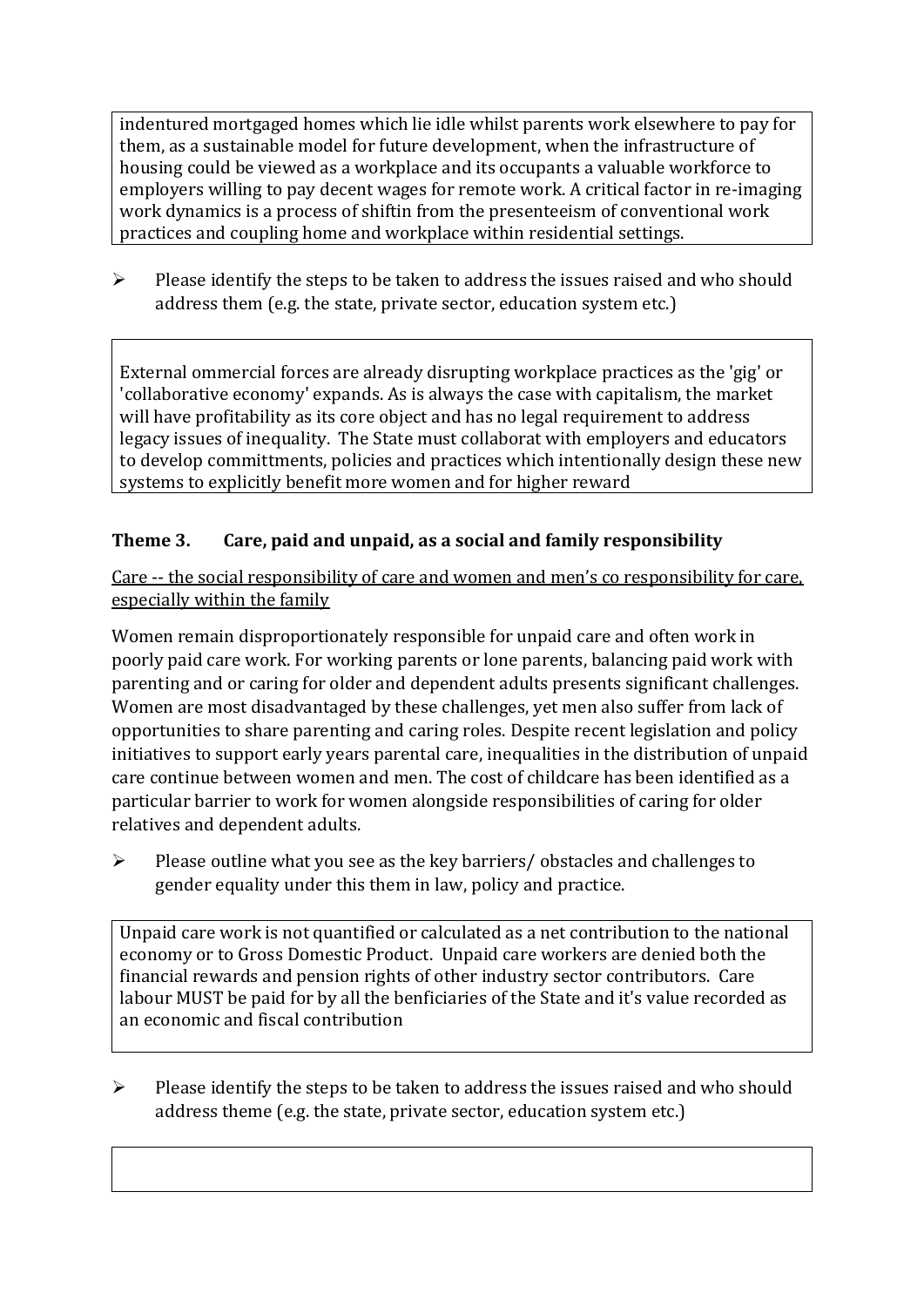indentured mortgaged homes which lie idle whilst parents work elsewhere to pay for them, as a sustainable model for future development, when the infrastructure of housing could be viewed as a workplace and its occupants a valuable workforce to employers willing to pay decent wages for remote work. A critical factor in re-imaging work dynamics is a process of shiftin from the presenteeism of conventional work practices and coupling home and workplace within residential settings.

➢ Please identify the steps to be taken to address the issues raised and who should address them (e.g. the state, private sector, education system etc.)

External ommercial forces are already disrupting workplace practices as the 'gig' or 'collaborative economy' expands. As is always the case with capitalism, the market will have profitability as its core object and has no legal requirement to address legacy issues of inequality. The State must collaborat with employers and educators to develop committments, policies and practices which intentionally design these new systems to explicitly benefit more women and for higher reward

### Theme 3. Care, paid and unpaid, as a social and family responsibility

Care -- the social responsibility of care and women and men's co responsibility for care, especially within the family

Women remain disproportionately responsible for unpaid care and often work in poorly paid care work. For working parents or lone parents, balancing paid work with parenting and or caring for older and dependent adults presents significant challenges. Women are most disadvantaged by these challenges, yet men also suffer from lack of opportunities to share parenting and caring roles. Despite recent legislation and policy initiatives to support early years parental care, inequalities in the distribution of unpaid care continue between women and men. The cost of childcare has been identified as a particular barrier to work for women alongside responsibilities of caring for older relatives and dependent adults.

➢ Please outline what you see as the key barriers/ obstacles and challenges to gender equality under this them in law, policy and practice.

Unpaid care work is not quantified or calculated as a net contribution to the national economy or to Gross Domestic Product. Unpaid care workers are denied both the financial rewards and pension rights of other industry sector contributors. Care labour MUST be paid for by all the benficiaries of the State and it's value recorded as an economic and fiscal contribution

➢ Please identify the steps to be taken to address the issues raised and who should address theme (e.g. the state, private sector, education system etc.)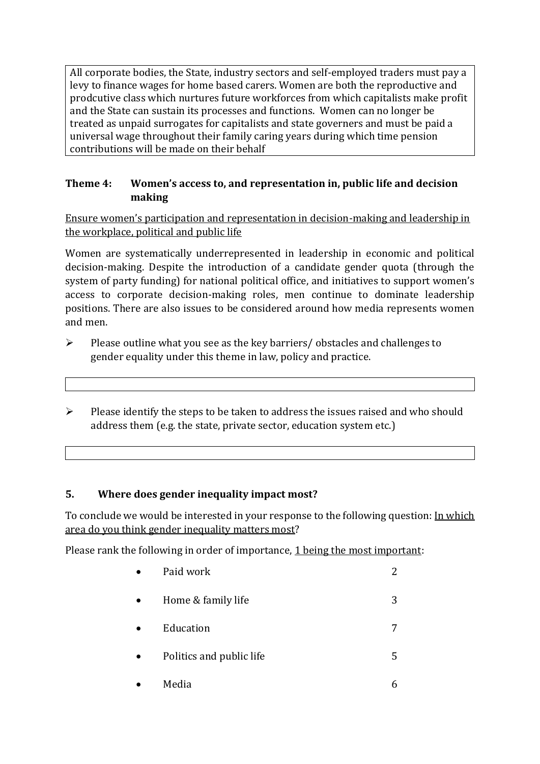All corporate bodies, the State, industry sectors and self-employed traders must pay a levy to finance wages for home based carers. Women are both the reproductive and prodcutive class which nurtures future workforces from which capitalists make profit and the State can sustain its processes and functions. Women can no longer be treated as unpaid surrogates for capitalists and state governers and must be paid a universal wage throughout their family caring years during which time pension contributions will be made on their behalf

### Theme 4: Women's access to, and representation in, public life and decision making

Ensure women's participation and representation in decision-making and leadership in the workplace, political and public life

Women are systematically underrepresented in leadership in economic and political decision-making. Despite the introduction of a candidate gender quota (through the system of party funding) for national political office, and initiatives to support women's access to corporate decision-making roles, men continue to dominate leadership positions. There are also issues to be considered around how media represents women and men.

- Please outline what you see as the key barriers/ obstacles and challenges to gender equality under this theme in law, policy and practice.

- Please identify the steps to be taken to address the issues raised and who should address them (e.g. the state, private sector, education system etc.)

## 5. Where does gender inequality impact most?

To conclude we would be interested in your response to the following question: In which area do you think gender inequality matters most?

Please rank the following in order of importance, 1 being the most important:

- Paid work 2
- Home & family life 3
- Education 7
- Politics and public life 5
- Media 6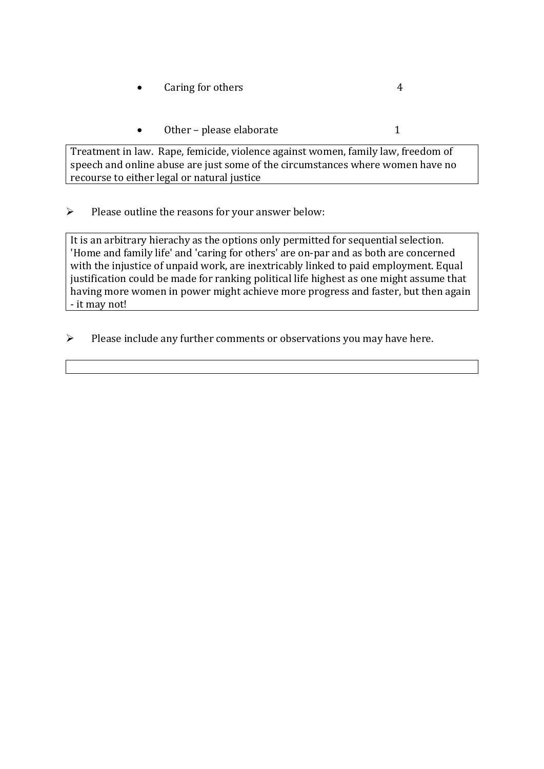- Caring for others 4

- Other – please elaborate 1

Treatment in law. Rape, femicide, violence against women, family law, freedom of speech and online abuse are just some of the circumstances where women have no recourse to either legal or natural justice

➢ Please outline the reasons for your answer below:

It is an arbitrary hierachy as the options only permitted for sequential selection. 'Home and family life' and 'caring for others' are on-par and as both are concerned with the injustice of unpaid work, are inextricably linked to paid employment. Equal justification could be made for ranking political life highest as one might assume that having more women in power might achieve more progress and faster, but then again - it may not!

➢ Please include any further comments or observations you may have here.